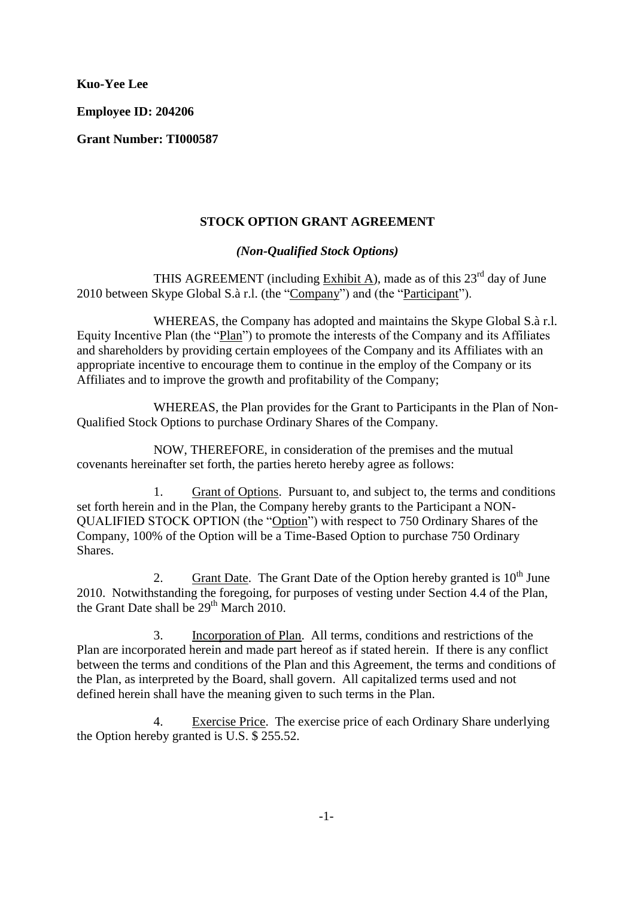**Kuo-Yee Lee**

**Employee ID: 204206**

**Grant Number: TI000587**

**STOCK OPTION GRANT AGREEMENT**

***(Non-Qualified Stock Options)***

THIS AGREEMENT (including Exhibit A), made as of this 23rd day of June 2010 between Skype Global S.à r.l. (the "Company") and (the "Participant").

WHEREAS, the Company has adopted and maintains the Skype Global S.à r.l. Equity Incentive Plan (the "Plan") to promote the interests of the Company and its Affiliates and shareholders by providing certain employees of the Company and its Affiliates with an appropriate incentive to encourage them to continue in the employ of the Company or its Affiliates and to improve the growth and profitability of the Company;

WHEREAS, the Plan provides for the Grant to Participants in the Plan of Non-Qualified Stock Options to purchase Ordinary Shares of the Company.

NOW, THEREFORE, in consideration of the premises and the mutual covenants hereinafter set forth, the parties hereto hereby agree as follows:

1. Grant of Options. Pursuant to, and subject to, the terms and conditions set forth herein and in the Plan, the Company hereby grants to the Participant a NON-QUALIFIED STOCK OPTION (the "Option") with respect to 750 Ordinary Shares of the Company, 100% of the Option will be a Time-Based Option to purchase 750 Ordinary Shares.

2. Grant Date. The Grant Date of the Option hereby granted is 10th June 2010. Notwithstanding the foregoing, for purposes of vesting under Section 4.4 of the Plan, the Grant Date shall be 29th March 2010.

3. Incorporation of Plan. All terms, conditions and restrictions of the Plan are incorporated herein and made part hereof as if stated herein. If there is any conflict between the terms and conditions of the Plan and this Agreement, the terms and conditions of the Plan, as interpreted by the Board, shall govern. All capitalized terms used and not defined herein shall have the meaning given to such terms in the Plan.

4. Exercise Price. The exercise price of each Ordinary Share underlying the Option hereby granted is U.S. $ 255.52.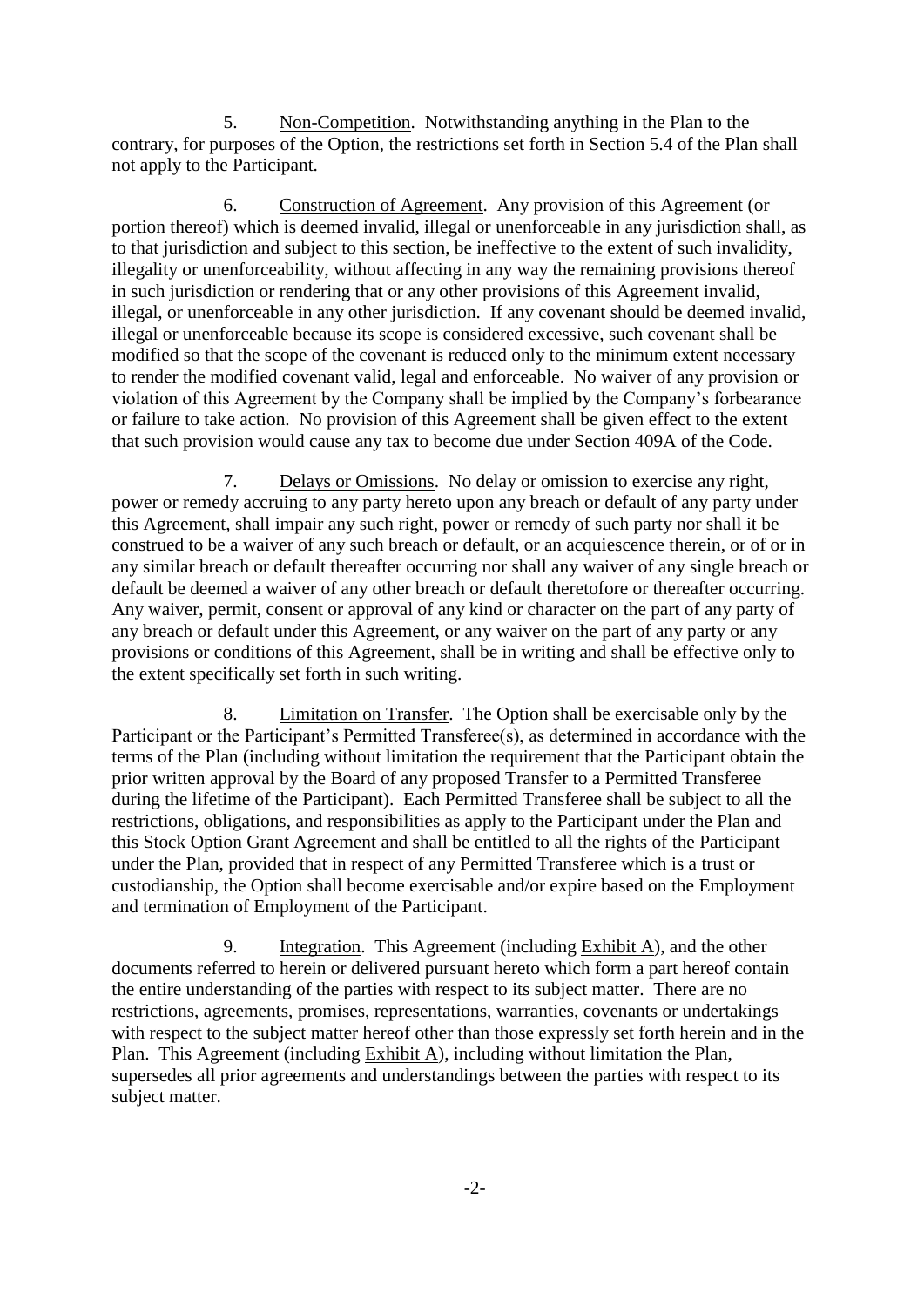5. Non-Competition. Notwithstanding anything in the Plan to the contrary, for purposes of the Option, the restrictions set forth in Section 5.4 of the Plan shall not apply to the Participant.

6. Construction of Agreement. Any provision of this Agreement (or portion thereof) which is deemed invalid, illegal or unenforceable in any jurisdiction shall, as to that jurisdiction and subject to this section, be ineffective to the extent of such invalidity, illegality or unenforceability, without affecting in any way the remaining provisions thereof in such jurisdiction or rendering that or any other provisions of this Agreement invalid, illegal, or unenforceable in any other jurisdiction. If any covenant should be deemed invalid, illegal or unenforceable because its scope is considered excessive, such covenant shall be modified so that the scope of the covenant is reduced only to the minimum extent necessary to render the modified covenant valid, legal and enforceable. No waiver of any provision or violation of this Agreement by the Company shall be implied by the Company's forbearance or failure to take action. No provision of this Agreement shall be given effect to the extent that such provision would cause any tax to become due under Section 409A of the Code.

7. Delays or Omissions. No delay or omission to exercise any right, power or remedy accruing to any party hereto upon any breach or default of any party under this Agreement, shall impair any such right, power or remedy of such party nor shall it be construed to be a waiver of any such breach or default, or an acquiescence therein, or of or in any similar breach or default thereafter occurring nor shall any waiver of any single breach or default be deemed a waiver of any other breach or default theretofore or thereafter occurring. Any waiver, permit, consent or approval of any kind or character on the part of any party of any breach or default under this Agreement, or any waiver on the part of any party or any provisions or conditions of this Agreement, shall be in writing and shall be effective only to the extent specifically set forth in such writing.

8. Limitation on Transfer. The Option shall be exercisable only by the Participant or the Participant's Permitted Transferee(s), as determined in accordance with the terms of the Plan (including without limitation the requirement that the Participant obtain the prior written approval by the Board of any proposed Transfer to a Permitted Transferee during the lifetime of the Participant). Each Permitted Transferee shall be subject to all the restrictions, obligations, and responsibilities as apply to the Participant under the Plan and this Stock Option Grant Agreement and shall be entitled to all the rights of the Participant under the Plan, provided that in respect of any Permitted Transferee which is a trust or custodianship, the Option shall become exercisable and/or expire based on the Employment and termination of Employment of the Participant.

9. Integration. This Agreement (including Exhibit A), and the other documents referred to herein or delivered pursuant hereto which form a part hereof contain the entire understanding of the parties with respect to its subject matter. There are no restrictions, agreements, promises, representations, warranties, covenants or undertakings with respect to the subject matter hereof other than those expressly set forth herein and in the Plan. This Agreement (including Exhibit A), including without limitation the Plan, supersedes all prior agreements and understandings between the parties with respect to its subject matter.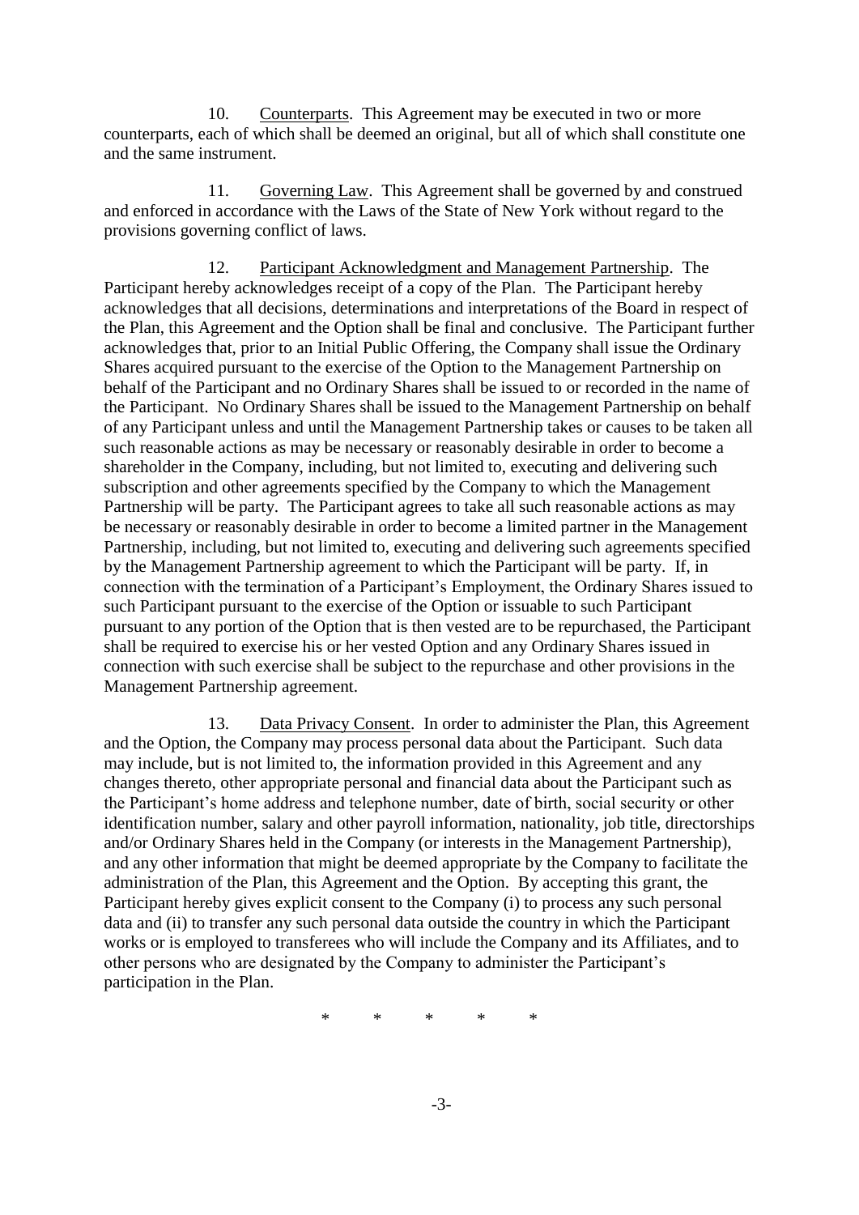10. Counterparts. This Agreement may be executed in two or more counterparts, each of which shall be deemed an original, but all of which shall constitute one and the same instrument.

11. Governing Law. This Agreement shall be governed by and construed and enforced in accordance with the Laws of the State of New York without regard to the provisions governing conflict of laws.

12. Participant Acknowledgment and Management Partnership. The Participant hereby acknowledges receipt of a copy of the Plan. The Participant hereby acknowledges that all decisions, determinations and interpretations of the Board in respect of the Plan, this Agreement and the Option shall be final and conclusive. The Participant further acknowledges that, prior to an Initial Public Offering, the Company shall issue the Ordinary Shares acquired pursuant to the exercise of the Option to the Management Partnership on behalf of the Participant and no Ordinary Shares shall be issued to or recorded in the name of the Participant. No Ordinary Shares shall be issued to the Management Partnership on behalf of any Participant unless and until the Management Partnership takes or causes to be taken all such reasonable actions as may be necessary or reasonably desirable in order to become a shareholder in the Company, including, but not limited to, executing and delivering such subscription and other agreements specified by the Company to which the Management Partnership will be party. The Participant agrees to take all such reasonable actions as may be necessary or reasonably desirable in order to become a limited partner in the Management Partnership, including, but not limited to, executing and delivering such agreements specified by the Management Partnership agreement to which the Participant will be party. If, in connection with the termination of a Participant's Employment, the Ordinary Shares issued to such Participant pursuant to the exercise of the Option or issuable to such Participant pursuant to any portion of the Option that is then vested are to be repurchased, the Participant shall be required to exercise his or her vested Option and any Ordinary Shares issued in connection with such exercise shall be subject to the repurchase and other provisions in the Management Partnership agreement.

13. Data Privacy Consent. In order to administer the Plan, this Agreement and the Option, the Company may process personal data about the Participant. Such data may include, but is not limited to, the information provided in this Agreement and any changes thereto, other appropriate personal and financial data about the Participant such as the Participant's home address and telephone number, date of birth, social security or other identification number, salary and other payroll information, nationality, job title, directorships and/or Ordinary Shares held in the Company (or interests in the Management Partnership), and any other information that might be deemed appropriate by the Company to facilitate the administration of the Plan, this Agreement and the Option. By accepting this grant, the Participant hereby gives explicit consent to the Company (i) to process any such personal data and (ii) to transfer any such personal data outside the country in which the Participant works or is employed to transferees who will include the Company and its Affiliates, and to other persons who are designated by the Company to administer the Participant's participation in the Plan.

\* \* \* \* \*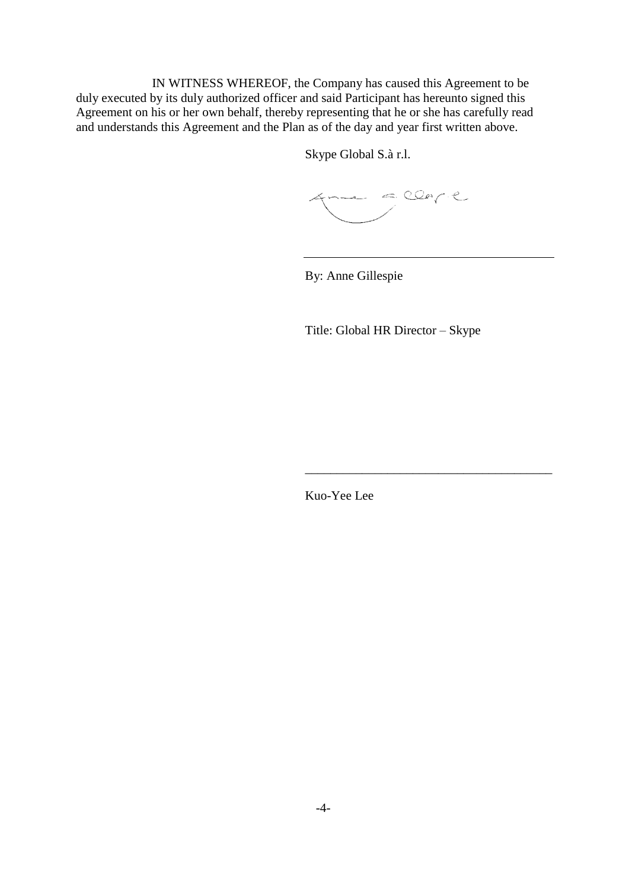IN WITNESS WHEREOF, the Company has caused this Agreement to be duly executed by its duly authorized officer and said Participant has hereunto signed this Agreement on his or her own behalf, thereby representing that he or she has carefully read and understands this Agreement and the Plan as of the day and year first written above.

Skype Global S.à r.l.

\_\_\_\_\_\_\_\_\_\_\_\_\_\_\_\_\_\_\_\_\_\_\_\_\_\_\_\_\_\_\_\_\_\_\_\_\_\_\_\_

By: Anne Gillespie

Title: Global HR Director – Skype

\_\_\_\_\_\_\_\_\_\_\_\_\_\_\_\_\_\_\_\_\_\_\_\_\_\_\_\_\_\_\_\_\_\_\_\_\_\_\_\_

Kuo-Yee Lee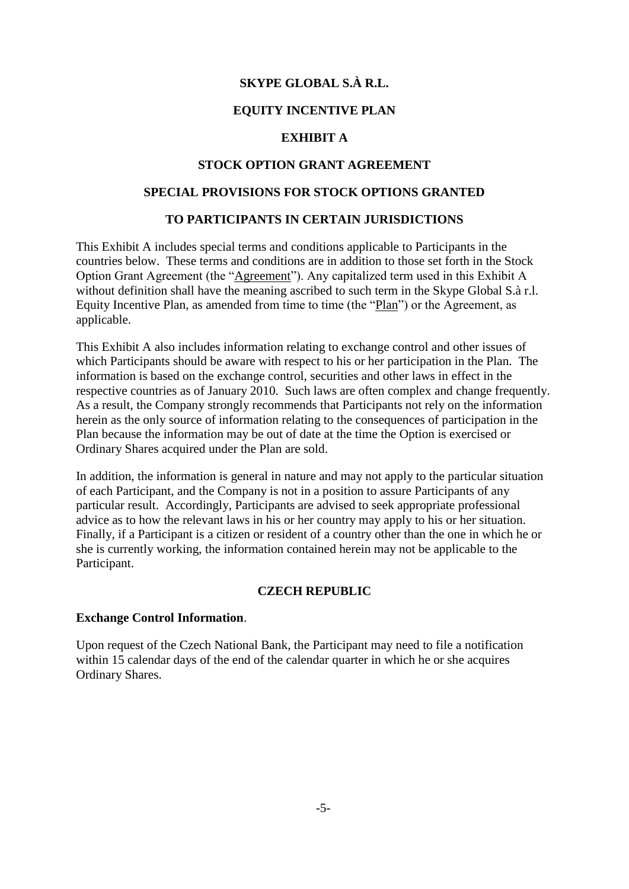**SKYPE GLOBAL S.À R.L.**

**EQUITY INCENTIVE PLAN**

**EXHIBIT A**

**STOCK OPTION GRANT AGREEMENT**

**SPECIAL PROVISIONS FOR STOCK OPTIONS GRANTED**

**TO PARTICIPANTS IN CERTAIN JURISDICTIONS**

This Exhibit A includes special terms and conditions applicable to Participants in the countries below. These terms and conditions are in addition to those set forth in the Stock Option Grant Agreement (the "Agreement"). Any capitalized term used in this Exhibit A without definition shall have the meaning ascribed to such term in the Skype Global S.à r.l. Equity Incentive Plan, as amended from time to time (the "Plan") or the Agreement, as applicable.

This Exhibit A also includes information relating to exchange control and other issues of which Participants should be aware with respect to his or her participation in the Plan. The information is based on the exchange control, securities and other laws in effect in the respective countries as of January 2010. Such laws are often complex and change frequently. As a result, the Company strongly recommends that Participants not rely on the information herein as the only source of information relating to the consequences of participation in the Plan because the information may be out of date at the time the Option is exercised or Ordinary Shares acquired under the Plan are sold.

In addition, the information is general in nature and may not apply to the particular situation of each Participant, and the Company is not in a position to assure Participants of any particular result. Accordingly, Participants are advised to seek appropriate professional advice as to how the relevant laws in his or her country may apply to his or her situation. Finally, if a Participant is a citizen or resident of a country other than the one in which he or she is currently working, the information contained herein may not be applicable to the Participant.

**CZECH REPUBLIC**

**Exchange Control Information**.

Upon request of the Czech National Bank, the Participant may need to file a notification within 15 calendar days of the end of the calendar quarter in which he or she acquires Ordinary Shares.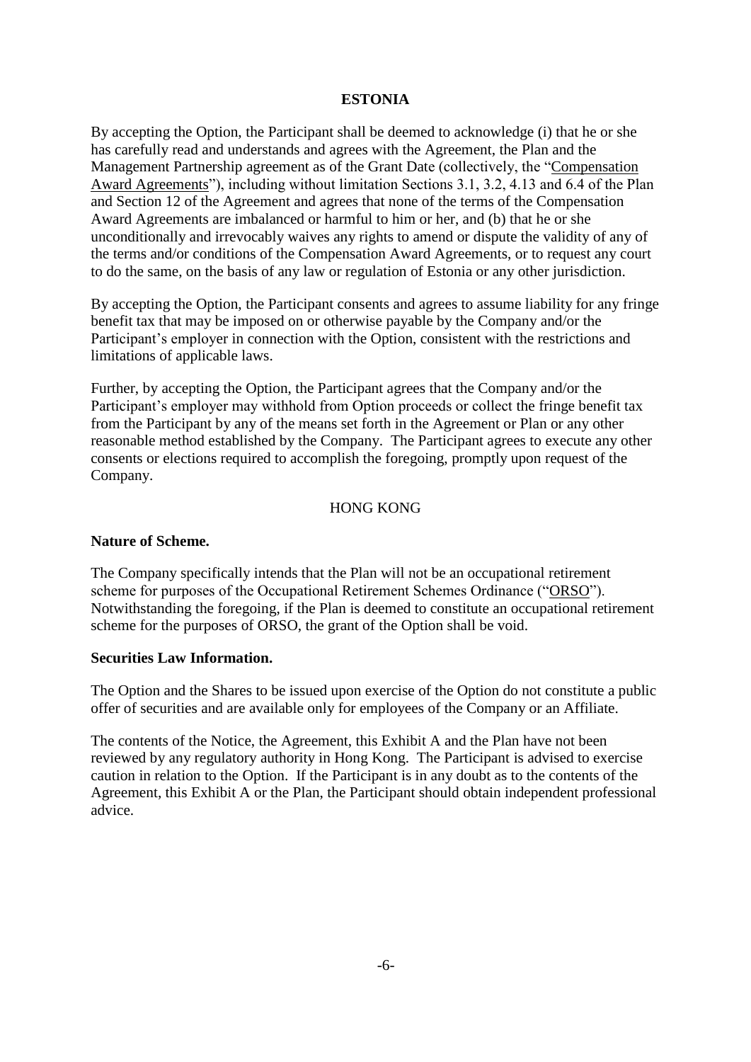**ESTONIA**

By accepting the Option, the Participant shall be deemed to acknowledge (i) that he or she has carefully read and understands and agrees with the Agreement, the Plan and the Management Partnership agreement as of the Grant Date (collectively, the "Compensation Award Agreements"), including without limitation Sections 3.1, 3.2, 4.13 and 6.4 of the Plan and Section 12 of the Agreement and agrees that none of the terms of the Compensation Award Agreements are imbalanced or harmful to him or her, and (b) that he or she unconditionally and irrevocably waives any rights to amend or dispute the validity of any of the terms and/or conditions of the Compensation Award Agreements, or to request any court to do the same, on the basis of any law or regulation of Estonia or any other jurisdiction.

By accepting the Option, the Participant consents and agrees to assume liability for any fringe benefit tax that may be imposed on or otherwise payable by the Company and/or the Participant's employer in connection with the Option, consistent with the restrictions and limitations of applicable laws.

Further, by accepting the Option, the Participant agrees that the Company and/or the Participant's employer may withhold from Option proceeds or collect the fringe benefit tax from the Participant by any of the means set forth in the Agreement or Plan or any other reasonable method established by the Company. The Participant agrees to execute any other consents or elections required to accomplish the foregoing, promptly upon request of the Company.

HONG KONG

**Nature of Scheme.**

The Company specifically intends that the Plan will not be an occupational retirement scheme for purposes of the Occupational Retirement Schemes Ordinance ("ORSO"). Notwithstanding the foregoing, if the Plan is deemed to constitute an occupational retirement scheme for the purposes of ORSO, the grant of the Option shall be void.

**Securities Law Information.**

The Option and the Shares to be issued upon exercise of the Option do not constitute a public offer of securities and are available only for employees of the Company or an Affiliate.

The contents of the Notice, the Agreement, this Exhibit A and the Plan have not been reviewed by any regulatory authority in Hong Kong. The Participant is advised to exercise caution in relation to the Option. If the Participant is in any doubt as to the contents of the Agreement, this Exhibit A or the Plan, the Participant should obtain independent professional advice.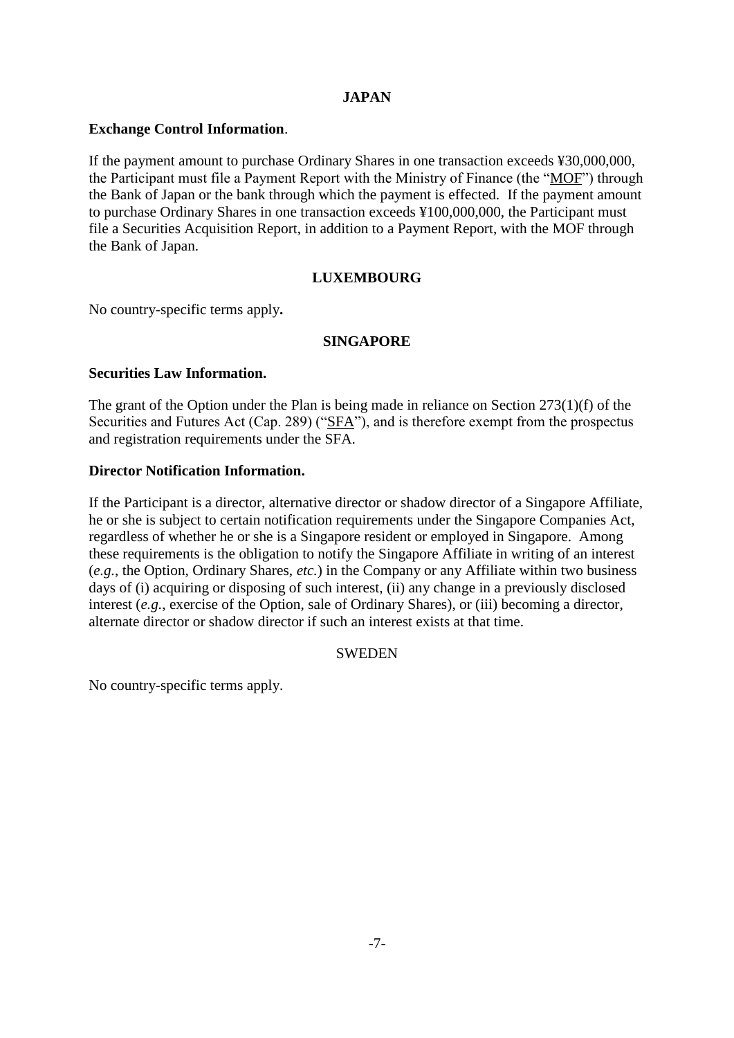## JAPAN

**Exchange Control Information**.

If the payment amount to purchase Ordinary Shares in one transaction exceeds ¥30,000,000, the Participant must file a Payment Report with the Ministry of Finance (the "MOF") through the Bank of Japan or the bank through which the payment is effected. If the payment amount to purchase Ordinary Shares in one transaction exceeds ¥100,000,000, the Participant must file a Securities Acquisition Report, in addition to a Payment Report, with the MOF through the Bank of Japan.

## LUXEMBOURG

No country-specific terms apply**.**

## SINGAPORE

**Securities Law Information.**

The grant of the Option under the Plan is being made in reliance on Section 273(1)(f) of the Securities and Futures Act (Cap. 289) ("SFA"), and is therefore exempt from the prospectus and registration requirements under the SFA.

**Director Notification Information.**

If the Participant is a director, alternative director or shadow director of a Singapore Affiliate, he or she is subject to certain notification requirements under the Singapore Companies Act, regardless of whether he or she is a Singapore resident or employed in Singapore. Among these requirements is the obligation to notify the Singapore Affiliate in writing of an interest (*e.g.*, the Option, Ordinary Shares, *etc.*) in the Company or any Affiliate within two business days of (i) acquiring or disposing of such interest, (ii) any change in a previously disclosed interest (*e.g.*, exercise of the Option, sale of Ordinary Shares), or (iii) becoming a director, alternate director or shadow director if such an interest exists at that time.

## SWEDEN

No country-specific terms apply.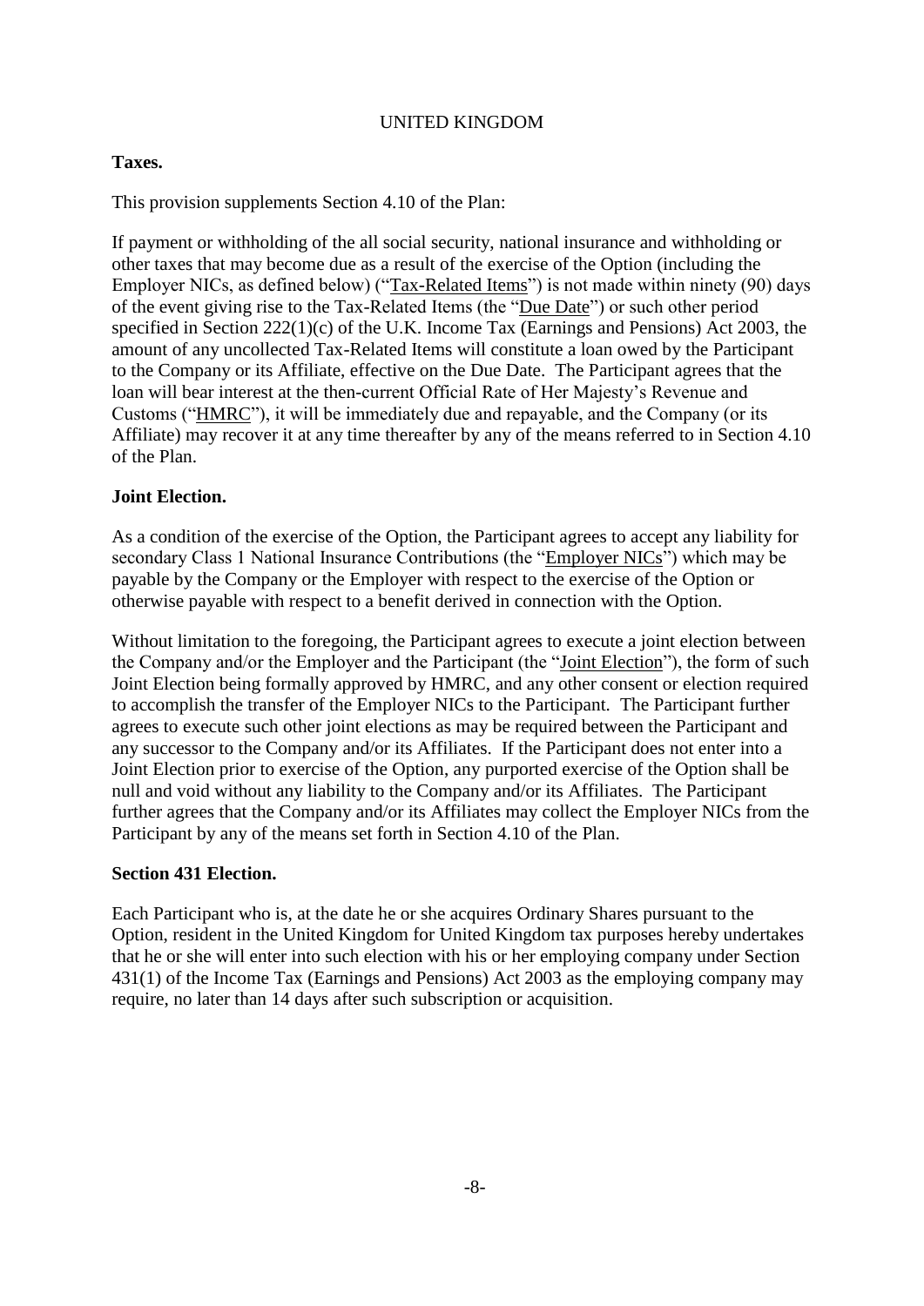UNITED KINGDOM

**Taxes.**

This provision supplements Section 4.10 of the Plan:

If payment or withholding of the all social security, national insurance and withholding or other taxes that may become due as a result of the exercise of the Option (including the Employer NICs, as defined below) ("Tax-Related Items") is not made within ninety (90) days of the event giving rise to the Tax-Related Items (the "Due Date") or such other period specified in Section 222(1)(c) of the U.K. Income Tax (Earnings and Pensions) Act 2003, the amount of any uncollected Tax-Related Items will constitute a loan owed by the Participant to the Company or its Affiliate, effective on the Due Date. The Participant agrees that the loan will bear interest at the then-current Official Rate of Her Majesty's Revenue and Customs ("HMRC"), it will be immediately due and repayable, and the Company (or its Affiliate) may recover it at any time thereafter by any of the means referred to in Section 4.10 of the Plan.

**Joint Election.**

As a condition of the exercise of the Option, the Participant agrees to accept any liability for secondary Class 1 National Insurance Contributions (the "Employer NICs") which may be payable by the Company or the Employer with respect to the exercise of the Option or otherwise payable with respect to a benefit derived in connection with the Option.

Without limitation to the foregoing, the Participant agrees to execute a joint election between the Company and/or the Employer and the Participant (the "Joint Election"), the form of such Joint Election being formally approved by HMRC, and any other consent or election required to accomplish the transfer of the Employer NICs to the Participant. The Participant further agrees to execute such other joint elections as may be required between the Participant and any successor to the Company and/or its Affiliates. If the Participant does not enter into a Joint Election prior to exercise of the Option, any purported exercise of the Option shall be null and void without any liability to the Company and/or its Affiliates. The Participant further agrees that the Company and/or its Affiliates may collect the Employer NICs from the Participant by any of the means set forth in Section 4.10 of the Plan.

**Section 431 Election.**

Each Participant who is, at the date he or she acquires Ordinary Shares pursuant to the Option, resident in the United Kingdom for United Kingdom tax purposes hereby undertakes that he or she will enter into such election with his or her employing company under Section 431(1) of the Income Tax (Earnings and Pensions) Act 2003 as the employing company may require, no later than 14 days after such subscription or acquisition.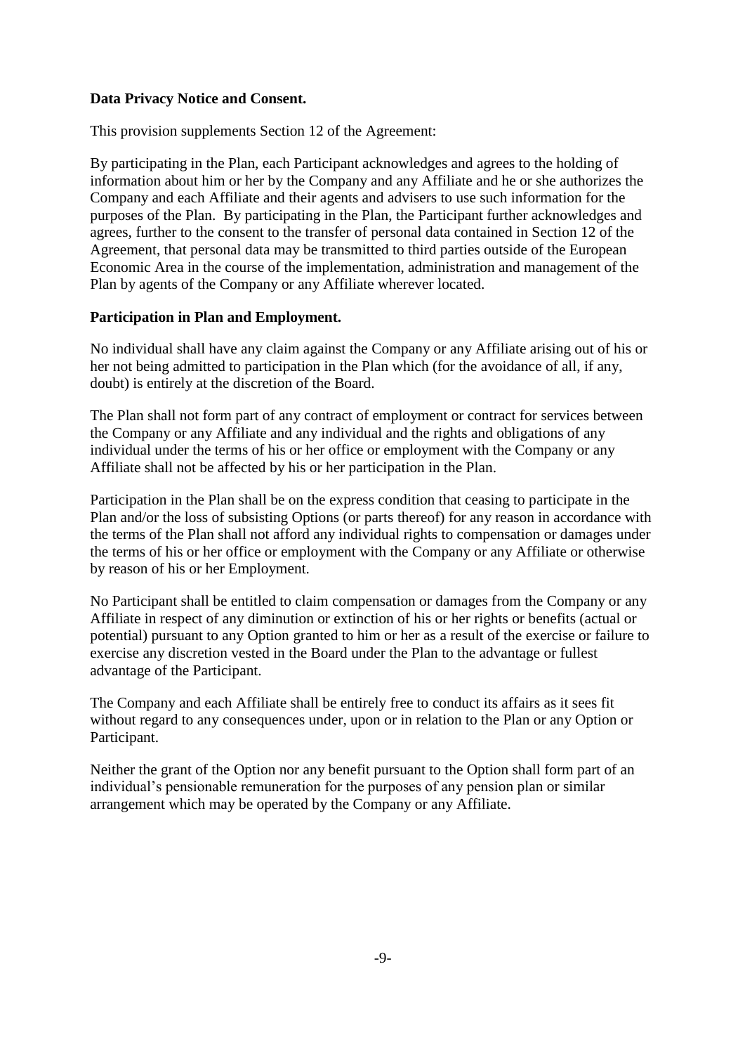**Data Privacy Notice and Consent.**

This provision supplements Section 12 of the Agreement:

By participating in the Plan, each Participant acknowledges and agrees to the holding of information about him or her by the Company and any Affiliate and he or she authorizes the Company and each Affiliate and their agents and advisers to use such information for the purposes of the Plan. By participating in the Plan, the Participant further acknowledges and agrees, further to the consent to the transfer of personal data contained in Section 12 of the Agreement, that personal data may be transmitted to third parties outside of the European Economic Area in the course of the implementation, administration and management of the Plan by agents of the Company or any Affiliate wherever located.

**Participation in Plan and Employment.**

No individual shall have any claim against the Company or any Affiliate arising out of his or her not being admitted to participation in the Plan which (for the avoidance of all, if any, doubt) is entirely at the discretion of the Board.

The Plan shall not form part of any contract of employment or contract for services between the Company or any Affiliate and any individual and the rights and obligations of any individual under the terms of his or her office or employment with the Company or any Affiliate shall not be affected by his or her participation in the Plan.

Participation in the Plan shall be on the express condition that ceasing to participate in the Plan and/or the loss of subsisting Options (or parts thereof) for any reason in accordance with the terms of the Plan shall not afford any individual rights to compensation or damages under the terms of his or her office or employment with the Company or any Affiliate or otherwise by reason of his or her Employment.

No Participant shall be entitled to claim compensation or damages from the Company or any Affiliate in respect of any diminution or extinction of his or her rights or benefits (actual or potential) pursuant to any Option granted to him or her as a result of the exercise or failure to exercise any discretion vested in the Board under the Plan to the advantage or fullest advantage of the Participant.

The Company and each Affiliate shall be entirely free to conduct its affairs as it sees fit without regard to any consequences under, upon or in relation to the Plan or any Option or Participant.

Neither the grant of the Option nor any benefit pursuant to the Option shall form part of an individual's pensionable remuneration for the purposes of any pension plan or similar arrangement which may be operated by the Company or any Affiliate.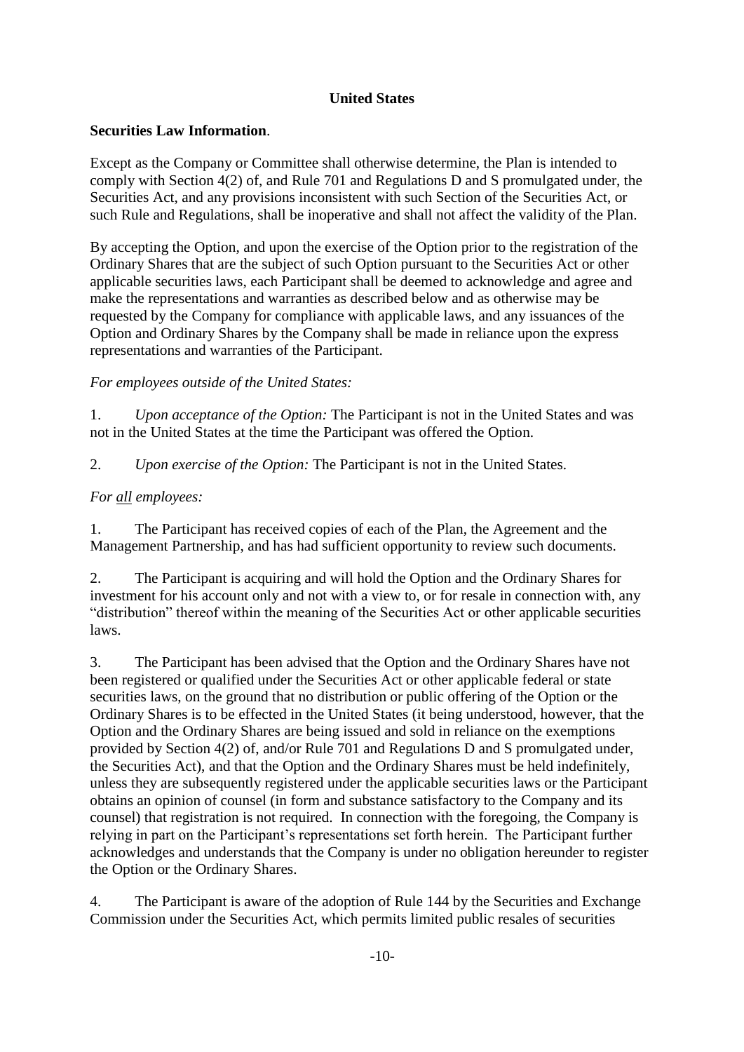**United States**

**Securities Law Information**.

Except as the Company or Committee shall otherwise determine, the Plan is intended to comply with Section 4(2) of, and Rule 701 and Regulations D and S promulgated under, the Securities Act, and any provisions inconsistent with such Section of the Securities Act, or such Rule and Regulations, shall be inoperative and shall not affect the validity of the Plan.

By accepting the Option, and upon the exercise of the Option prior to the registration of the Ordinary Shares that are the subject of such Option pursuant to the Securities Act or other applicable securities laws, each Participant shall be deemed to acknowledge and agree and make the representations and warranties as described below and as otherwise may be requested by the Company for compliance with applicable laws, and any issuances of the Option and Ordinary Shares by the Company shall be made in reliance upon the express representations and warranties of the Participant.

*For employees outside of the United States:*

1. *Upon acceptance of the Option:* The Participant is not in the United States and was not in the United States at the time the Participant was offered the Option.

2. *Upon exercise of the Option:* The Participant is not in the United States.

*For all employees:*

1. The Participant has received copies of each of the Plan, the Agreement and the Management Partnership, and has had sufficient opportunity to review such documents.

2. The Participant is acquiring and will hold the Option and the Ordinary Shares for investment for his account only and not with a view to, or for resale in connection with, any "distribution" thereof within the meaning of the Securities Act or other applicable securities laws.

3. The Participant has been advised that the Option and the Ordinary Shares have not been registered or qualified under the Securities Act or other applicable federal or state securities laws, on the ground that no distribution or public offering of the Option or the Ordinary Shares is to be effected in the United States (it being understood, however, that the Option and the Ordinary Shares are being issued and sold in reliance on the exemptions provided by Section 4(2) of, and/or Rule 701 and Regulations D and S promulgated under, the Securities Act), and that the Option and the Ordinary Shares must be held indefinitely, unless they are subsequently registered under the applicable securities laws or the Participant obtains an opinion of counsel (in form and substance satisfactory to the Company and its counsel) that registration is not required. In connection with the foregoing, the Company is relying in part on the Participant's representations set forth herein. The Participant further acknowledges and understands that the Company is under no obligation hereunder to register the Option or the Ordinary Shares.

4. The Participant is aware of the adoption of Rule 144 by the Securities and Exchange Commission under the Securities Act, which permits limited public resales of securities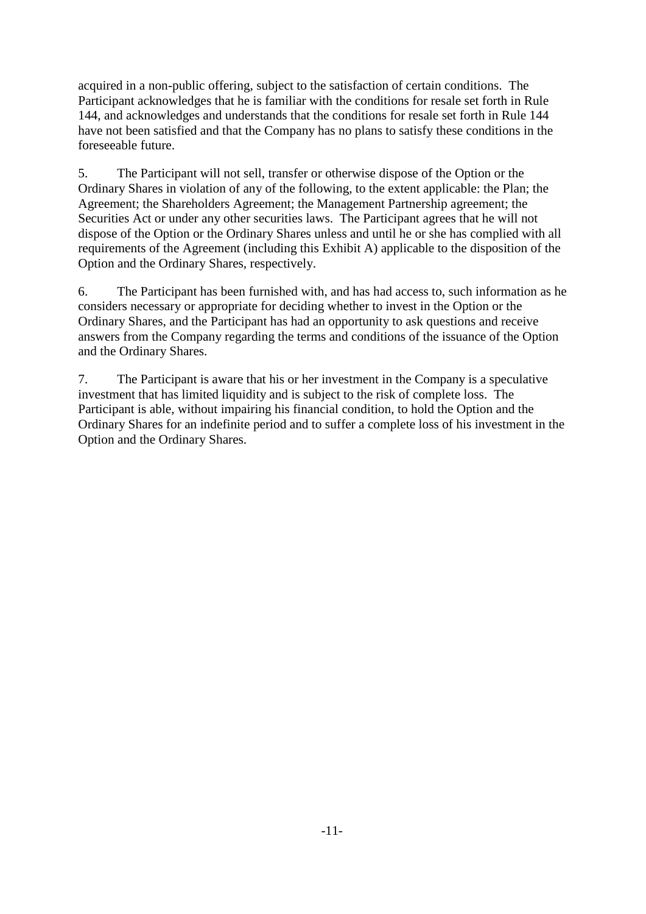acquired in a non-public offering, subject to the satisfaction of certain conditions. The Participant acknowledges that he is familiar with the conditions for resale set forth in Rule 144, and acknowledges and understands that the conditions for resale set forth in Rule 144 have not been satisfied and that the Company has no plans to satisfy these conditions in the foreseeable future.

5. The Participant will not sell, transfer or otherwise dispose of the Option or the Ordinary Shares in violation of any of the following, to the extent applicable: the Plan; the Agreement; the Shareholders Agreement; the Management Partnership agreement; the Securities Act or under any other securities laws. The Participant agrees that he will not dispose of the Option or the Ordinary Shares unless and until he or she has complied with all requirements of the Agreement (including this Exhibit A) applicable to the disposition of the Option and the Ordinary Shares, respectively.

6. The Participant has been furnished with, and has had access to, such information as he considers necessary or appropriate for deciding whether to invest in the Option or the Ordinary Shares, and the Participant has had an opportunity to ask questions and receive answers from the Company regarding the terms and conditions of the issuance of the Option and the Ordinary Shares.

7. The Participant is aware that his or her investment in the Company is a speculative investment that has limited liquidity and is subject to the risk of complete loss. The Participant is able, without impairing his financial condition, to hold the Option and the Ordinary Shares for an indefinite period and to suffer a complete loss of his investment in the Option and the Ordinary Shares.